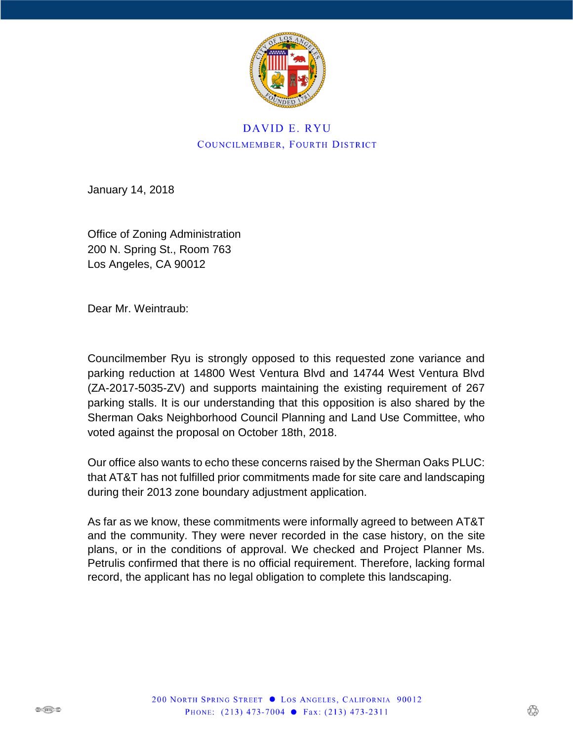DAVID E. RYU

COUNCILMEMBER, FOURTH DISTRICT

January 14, 2018

Office of Zoning Administration
200 N. Spring St., Room 763
Los Angeles, CA 90012

Dear Mr. Weintraub:

Councilmember Ryu is strongly opposed to this requested zone variance and parking reduction at 14800 West Ventura Blvd and 14744 West Ventura Blvd (ZA-2017-5035-ZV) and supports maintaining the existing requirement of 267 parking stalls. It is our understanding that this opposition is also shared by the Sherman Oaks Neighborhood Council Planning and Land Use Committee, who voted against the proposal on October 18th, 2018.

Our office also wants to echo these concerns raised by the Sherman Oaks PLUC: that AT&T has not fulfilled prior commitments made for site care and landscaping during their 2013 zone boundary adjustment application.

As far as we know, these commitments were informally agreed to between AT&T and the community. They were never recorded in the case history, on the site plans, or in the conditions of approval. We checked and Project Planner Ms. Petrulis confirmed that there is no official requirement. Therefore, lacking formal record, the applicant has no legal obligation to complete this landscaping.

200 NORTH SPRING STREET ● LOS ANGELES, CALIFORNIA 90012
PHONE: (213) 473-7004 ● Fax: (213) 473-2311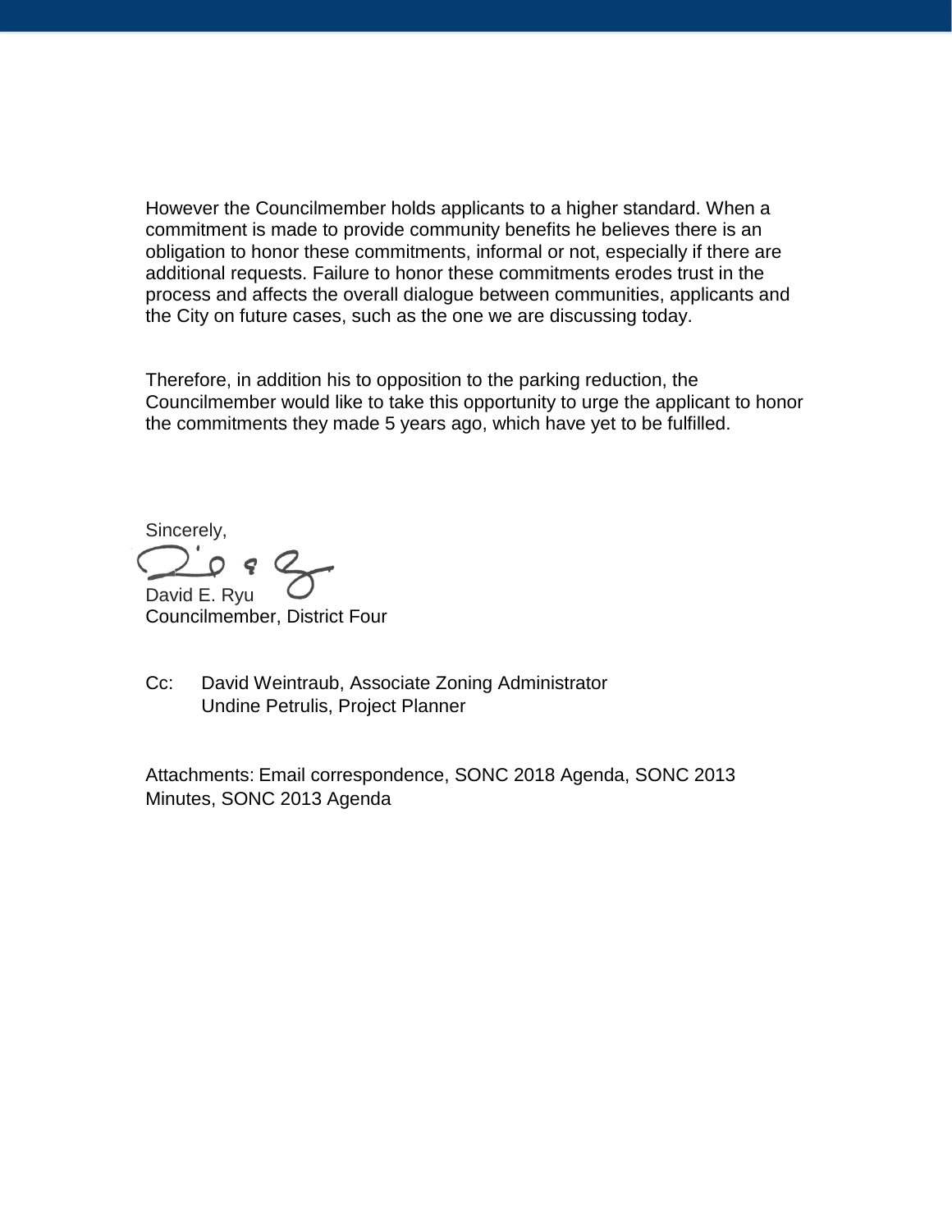However the Councilmember holds applicants to a higher standard. When a commitment is made to provide community benefits he believes there is an obligation to honor these commitments, informal or not, especially if there are additional requests. Failure to honor these commitments erodes trust in the process and affects the overall dialogue between communities, applicants and the City on future cases, such as the one we are discussing today.

Therefore, in addition his to opposition to the parking reduction, the Councilmember would like to take this opportunity to urge the applicant to honor the commitments they made 5 years ago, which have yet to be fulfilled.

Sincerely,

David E. Ryu
Councilmember, District Four

Cc: David Weintraub, Associate Zoning Administrator
Undine Petrulis, Project Planner

Attachments: Email correspondence, SONC 2018 Agenda, SONC 2013 Minutes, SONC 2013 Agenda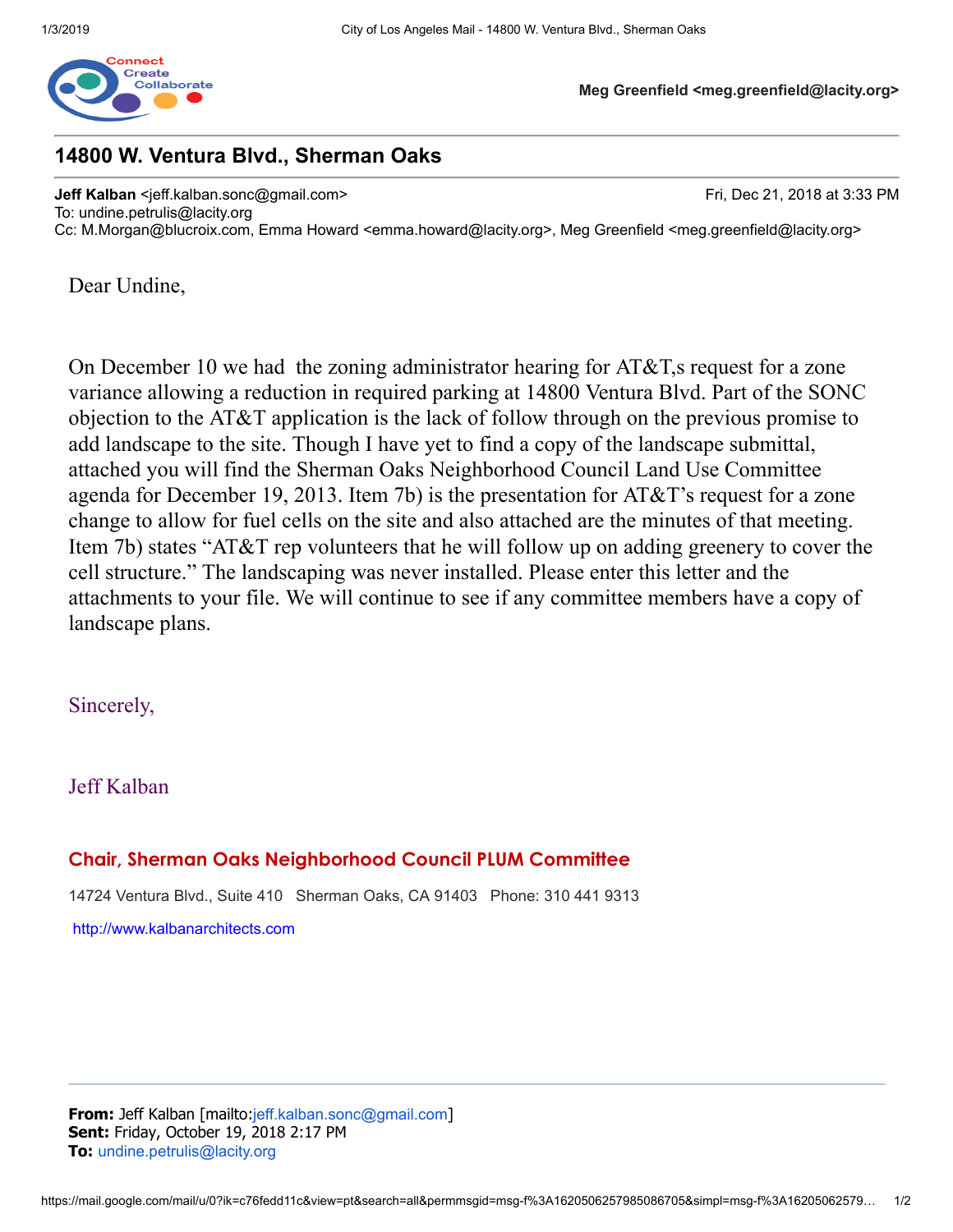Meg Greenfield <meg.greenfield@lacity.org>

## 14800 W. Ventura Blvd., Sherman Oaks

**Jeff Kalban** <jeff.kalban.sonc@gmail.com> Fri, Dec 21, 2018 at 3:33 PM
To: undine.petrulis@lacity.org
Cc: M.Morgan@blucroix.com, Emma Howard <emma.howard@lacity.org>, Meg Greenfield <meg.greenfield@lacity.org>

Dear Undine,

On December 10 we had the zoning administrator hearing for AT&T,s request for a zone variance allowing a reduction in required parking at 14800 Ventura Blvd. Part of the SONC objection to the AT&T application is the lack of follow through on the previous promise to add landscape to the site. Though I have yet to find a copy of the landscape submittal, attached you will find the Sherman Oaks Neighborhood Council Land Use Committee agenda for December 19, 2013. Item 7b) is the presentation for AT&T's request for a zone change to allow for fuel cells on the site and also attached are the minutes of that meeting. Item 7b) states "AT&T rep volunteers that he will follow up on adding greenery to cover the cell structure." The landscaping was never installed. Please enter this letter and the attachments to your file. We will continue to see if any committee members have a copy of landscape plans.

Sincerely,

Jeff Kalban

**Chair, Sherman Oaks Neighborhood Council PLUM Committee**

14724 Ventura Blvd., Suite 410 Sherman Oaks, CA 91403 Phone: 310 441 9313

http://www.kalbanarchitects.com

---

**From:** Jeff Kalban [mailto:jeff.kalban.sonc@gmail.com]
**Sent:** Friday, October 19, 2018 2:17 PM
**To:** undine.petrulis@lacity.org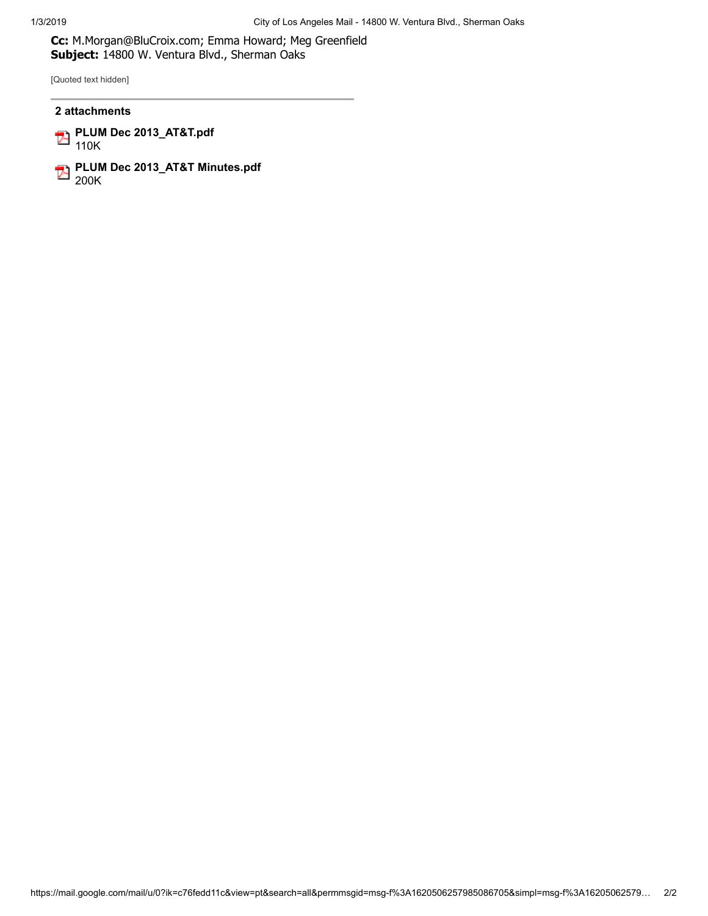**Cc:** M.Morgan@BluCroix.com; Emma Howard; Meg Greenfield
**Subject:** 14800 W. Ventura Blvd., Sherman Oaks

[Quoted text hidden]

---

**2 attachments**

**PLUM Dec 2013_AT&T.pdf**
110K

**PLUM Dec 2013_AT&T Minutes.pdf**
200K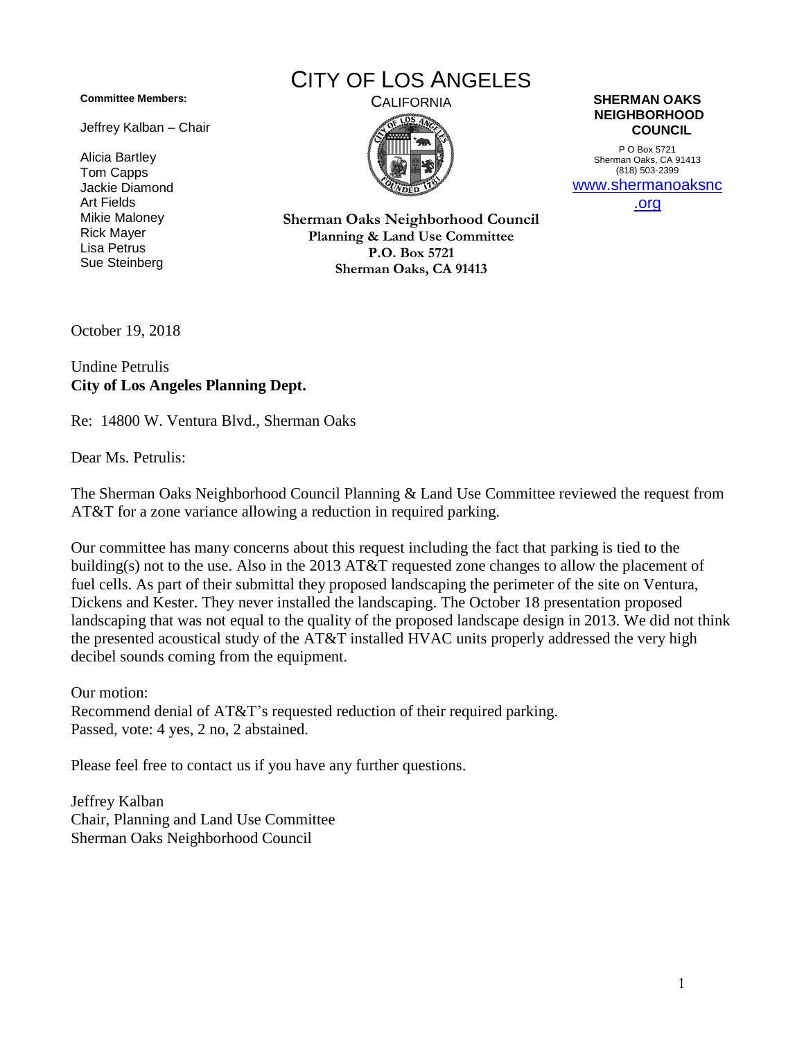# CITY OF LOS ANGELES

CALIFORNIA

**Committee Members:**

Jeffrey Kalban – Chair

Alicia Bartley
Tom Capps
Jackie Diamond
Art Fields
Mikie Maloney
Rick Mayer
Lisa Petrus
Sue Steinberg

**Sherman Oaks Neighborhood Council**
**Planning & Land Use Committee**
**P.O. Box 5721**
**Sherman Oaks, CA 91413**

**SHERMAN OAKS NEIGHBORHOOD COUNCIL**

P O Box 5721
Sherman Oaks, CA 91413
(818) 503-2399
www.shermanoaksnc.org

October 19, 2018

Undine Petrulis
**City of Los Angeles Planning Dept.**

Re: 14800 W. Ventura Blvd., Sherman Oaks

Dear Ms. Petrulis:

The Sherman Oaks Neighborhood Council Planning & Land Use Committee reviewed the request from AT&T for a zone variance allowing a reduction in required parking.

Our committee has many concerns about this request including the fact that parking is tied to the building(s) not to the use. Also in the 2013 AT&T requested zone changes to allow the placement of fuel cells. As part of their submittal they proposed landscaping the perimeter of the site on Ventura, Dickens and Kester. They never installed the landscaping. The October 18 presentation proposed landscaping that was not equal to the quality of the proposed landscape design in 2013. We did not think the presented acoustical study of the AT&T installed HVAC units properly addressed the very high decibel sounds coming from the equipment.

Our motion:
Recommend denial of AT&T's requested reduction of their required parking.
Passed, vote: 4 yes, 2 no, 2 abstained.

Please feel free to contact us if you have any further questions.

Jeffrey Kalban
Chair, Planning and Land Use Committee
Sherman Oaks Neighborhood Council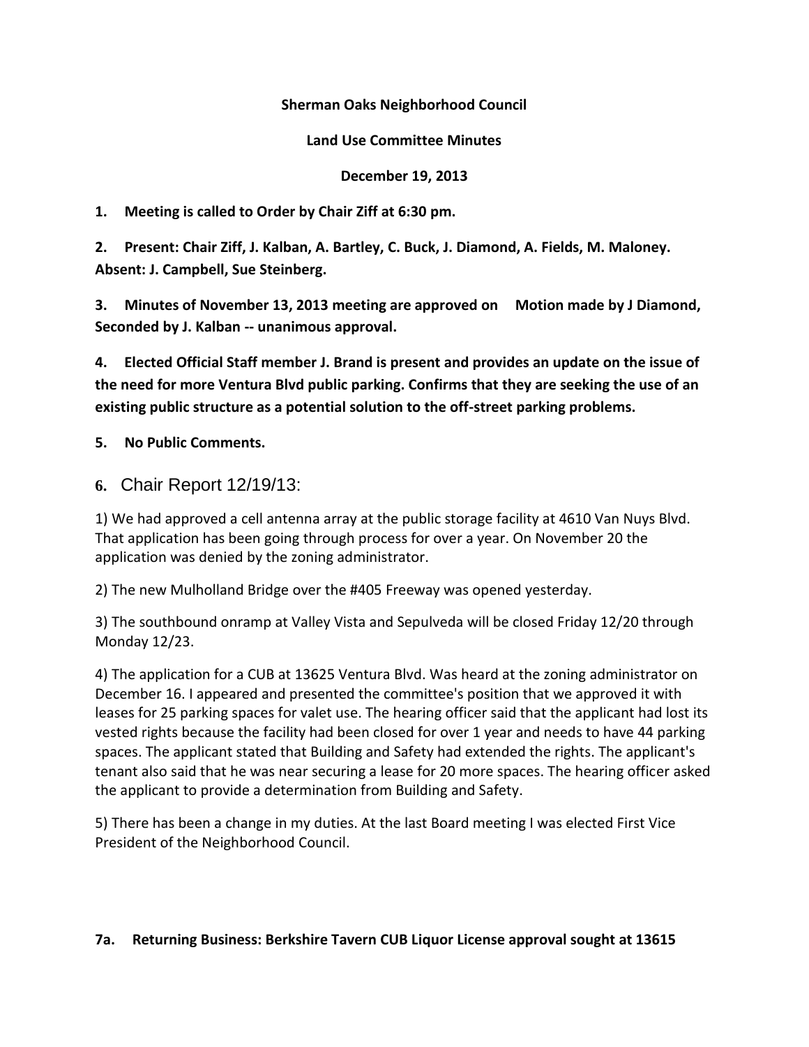**Sherman Oaks Neighborhood Council**

**Land Use Committee Minutes**

**December 19, 2013**

**1. Meeting is called to Order by Chair Ziff at 6:30 pm.**

**2. Present: Chair Ziff, J. Kalban, A. Bartley, C. Buck, J. Diamond, A. Fields, M. Maloney. Absent: J. Campbell, Sue Steinberg.**

**3. Minutes of November 13, 2013 meeting are approved on Motion made by J Diamond, Seconded by J. Kalban -- unanimous approval.**

**4. Elected Official Staff member J. Brand is present and provides an update on the issue of the need for more Ventura Blvd public parking. Confirms that they are seeking the use of an existing public structure as a potential solution to the off-street parking problems.**

**5. No Public Comments.**

**6.** Chair Report 12/19/13:

1) We had approved a cell antenna array at the public storage facility at 4610 Van Nuys Blvd. That application has been going through process for over a year. On November 20 the application was denied by the zoning administrator.

2) The new Mulholland Bridge over the #405 Freeway was opened yesterday.

3) The southbound onramp at Valley Vista and Sepulveda will be closed Friday 12/20 through Monday 12/23.

4) The application for a CUB at 13625 Ventura Blvd. Was heard at the zoning administrator on December 16. I appeared and presented the committee's position that we approved it with leases for 25 parking spaces for valet use. The hearing officer said that the applicant had lost its vested rights because the facility had been closed for over 1 year and needs to have 44 parking spaces. The applicant stated that Building and Safety had extended the rights. The applicant's tenant also said that he was near securing a lease for 20 more spaces. The hearing officer asked the applicant to provide a determination from Building and Safety.

5) There has been a change in my duties. At the last Board meeting I was elected First Vice President of the Neighborhood Council.

**7a. Returning Business: Berkshire Tavern CUB Liquor License approval sought at 13615**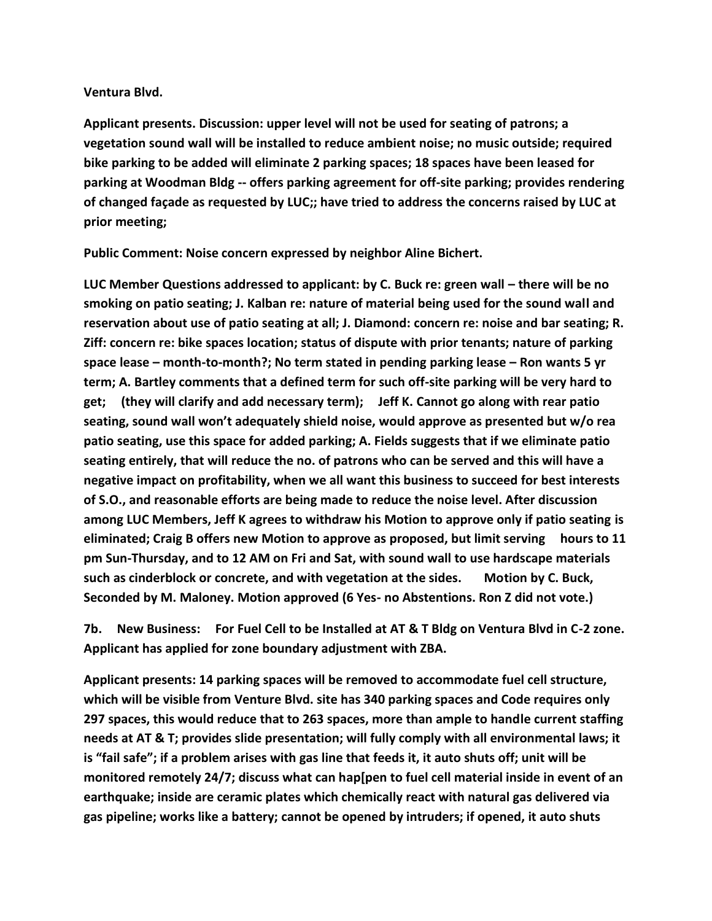**Ventura Blvd.**

**Applicant presents. Discussion: upper level will not be used for seating of patrons; a vegetation sound wall will be installed to reduce ambient noise; no music outside; required bike parking to be added will eliminate 2 parking spaces; 18 spaces have been leased for parking at Woodman Bldg -- offers parking agreement for off-site parking; provides rendering of changed façade as requested by LUC;; have tried to address the concerns raised by LUC at prior meeting;**

**Public Comment: Noise concern expressed by neighbor Aline Bichert.**

**LUC Member Questions addressed to applicant: by C. Buck re: green wall – there will be no smoking on patio seating; J. Kalban re: nature of material being used for the sound wall and reservation about use of patio seating at all; J. Diamond: concern re: noise and bar seating; R. Ziff: concern re: bike spaces location; status of dispute with prior tenants; nature of parking space lease – month-to-month?; No term stated in pending parking lease – Ron wants 5 yr term; A. Bartley comments that a defined term for such off-site parking will be very hard to get; (they will clarify and add necessary term); Jeff K. Cannot go along with rear patio seating, sound wall won't adequately shield noise, would approve as presented but w/o rea patio seating, use this space for added parking; A. Fields suggests that if we eliminate patio seating entirely, that will reduce the no. of patrons who can be served and this will have a negative impact on profitability, when we all want this business to succeed for best interests of S.O., and reasonable efforts are being made to reduce the noise level. After discussion among LUC Members, Jeff K agrees to withdraw his Motion to approve only if patio seating is eliminated; Craig B offers new Motion to approve as proposed, but limit serving hours to 11 pm Sun-Thursday, and to 12 AM on Fri and Sat, with sound wall to use hardscape materials such as cinderblock or concrete, and with vegetation at the sides. Motion by C. Buck, Seconded by M. Maloney. Motion approved (6 Yes- no Abstentions. Ron Z did not vote.)**

**7b. New Business: For Fuel Cell to be Installed at AT & T Bldg on Ventura Blvd in C-2 zone. Applicant has applied for zone boundary adjustment with ZBA.**

**Applicant presents: 14 parking spaces will be removed to accommodate fuel cell structure, which will be visible from Venture Blvd. site has 340 parking spaces and Code requires only 297 spaces, this would reduce that to 263 spaces, more than ample to handle current staffing needs at AT & T; provides slide presentation; will fully comply with all environmental laws; it is "fail safe"; if a problem arises with gas line that feeds it, it auto shuts off; unit will be monitored remotely 24/7; discuss what can hap[pen to fuel cell material inside in event of an earthquake; inside are ceramic plates which chemically react with natural gas delivered via gas pipeline; works like a battery; cannot be opened by intruders; if opened, it auto shuts**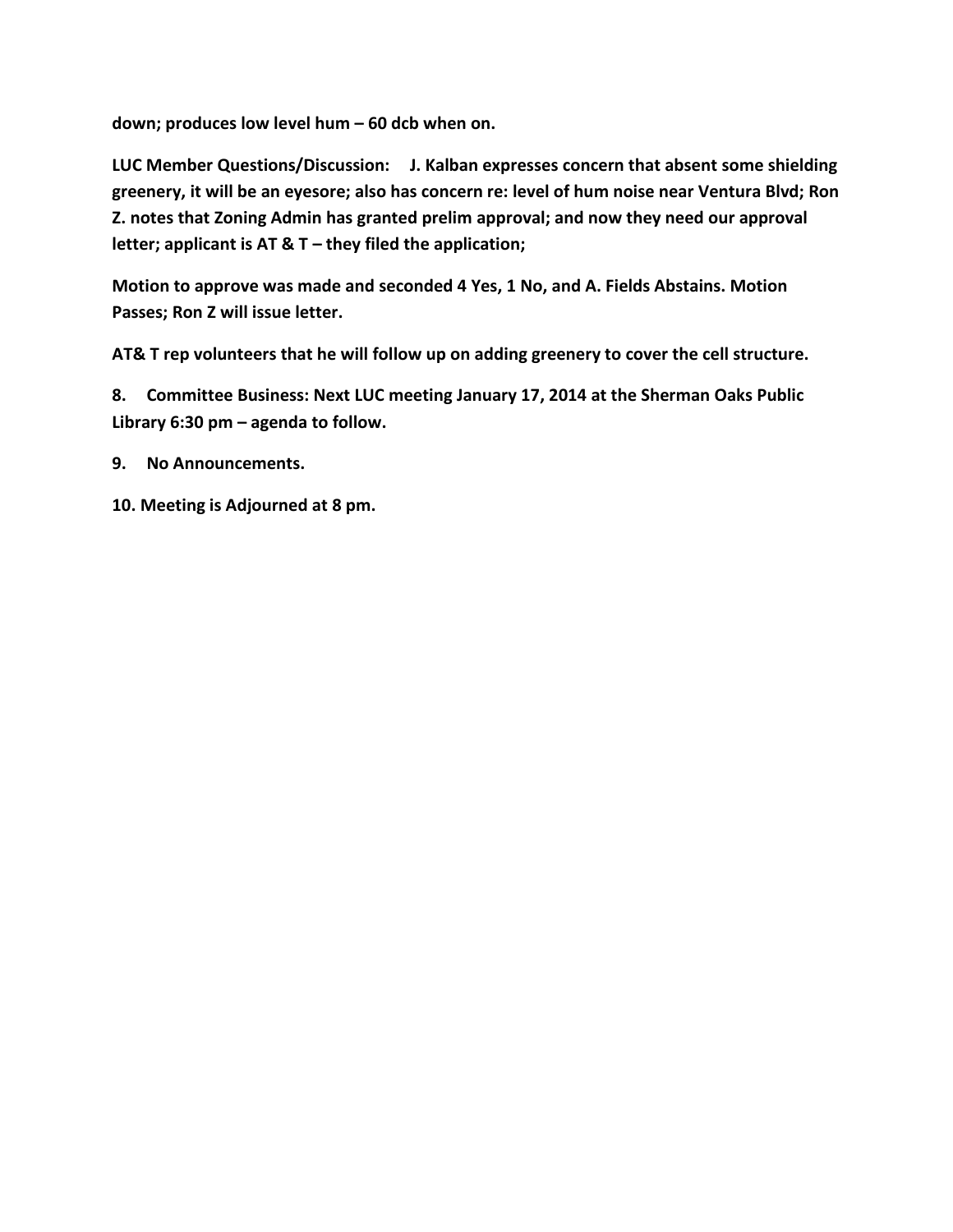**down; produces low level hum – 60 dcb when on.**

**LUC Member Questions/Discussion: J. Kalban expresses concern that absent some shielding greenery, it will be an eyesore; also has concern re: level of hum noise near Ventura Blvd; Ron Z. notes that Zoning Admin has granted prelim approval; and now they need our approval letter; applicant is AT & T – they filed the application;**

**Motion to approve was made and seconded 4 Yes, 1 No, and A. Fields Abstains. Motion Passes; Ron Z will issue letter.**

**AT& T rep volunteers that he will follow up on adding greenery to cover the cell structure.**

**8. Committee Business: Next LUC meeting January 17, 2014 at the Sherman Oaks Public Library 6:30 pm – agenda to follow.**

**9. No Announcements.**

**10. Meeting is Adjourned at 8 pm.**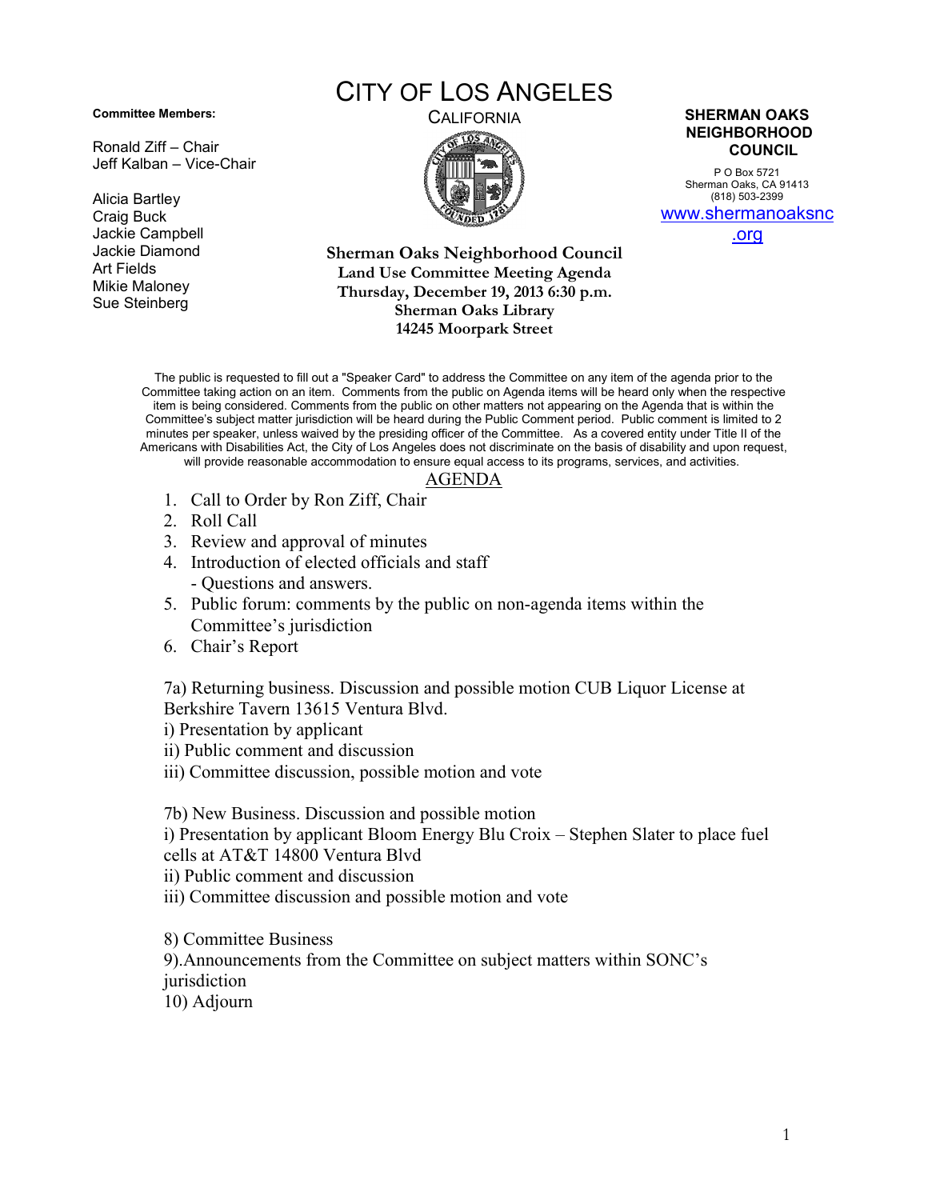**Committee Members:**

Ronald Ziff – Chair
Jeff Kalban – Vice-Chair

Alicia Bartley
Craig Buck
Jackie Campbell
Jackie Diamond
Art Fields
Mikie Maloney
Sue Steinberg

# CITY OF LOS ANGELES

CALIFORNIA

**SHERMAN OAKS NEIGHBORHOOD COUNCIL**

P O Box 5721
Sherman Oaks, CA 91413
(818) 503-2399
www.shermanoaksnc.org

**Sherman Oaks Neighborhood Council**
**Land Use Committee Meeting Agenda**
**Thursday, December 19, 2013 6:30 p.m.**
**Sherman Oaks Library**
**14245 Moorpark Street**

The public is requested to fill out a "Speaker Card" to address the Committee on any item of the agenda prior to the Committee taking action on an item. Comments from the public on Agenda items will be heard only when the respective item is being considered. Comments from the public on other matters not appearing on the Agenda that is within the Committee's subject matter jurisdiction will be heard during the Public Comment period. Public comment is limited to 2 minutes per speaker, unless waived by the presiding officer of the Committee. As a covered entity under Title II of the Americans with Disabilities Act, the City of Los Angeles does not discriminate on the basis of disability and upon request, will provide reasonable accommodation to ensure equal access to its programs, services, and activities.

## AGENDA

1. Call to Order by Ron Ziff, Chair
2. Roll Call
3. Review and approval of minutes
4. Introduction of elected officials and staff
   - Questions and answers.
5. Public forum: comments by the public on non-agenda items within the Committee's jurisdiction
6. Chair's Report

7a) Returning business. Discussion and possible motion CUB Liquor License at Berkshire Tavern 13615 Ventura Blvd.
i) Presentation by applicant
ii) Public comment and discussion
iii) Committee discussion, possible motion and vote

7b) New Business. Discussion and possible motion
i) Presentation by applicant Bloom Energy Blu Croix – Stephen Slater to place fuel cells at AT&T 14800 Ventura Blvd
ii) Public comment and discussion
iii) Committee discussion and possible motion and vote

8) Committee Business
9).Announcements from the Committee on subject matters within SONC's jurisdiction
10) Adjourn